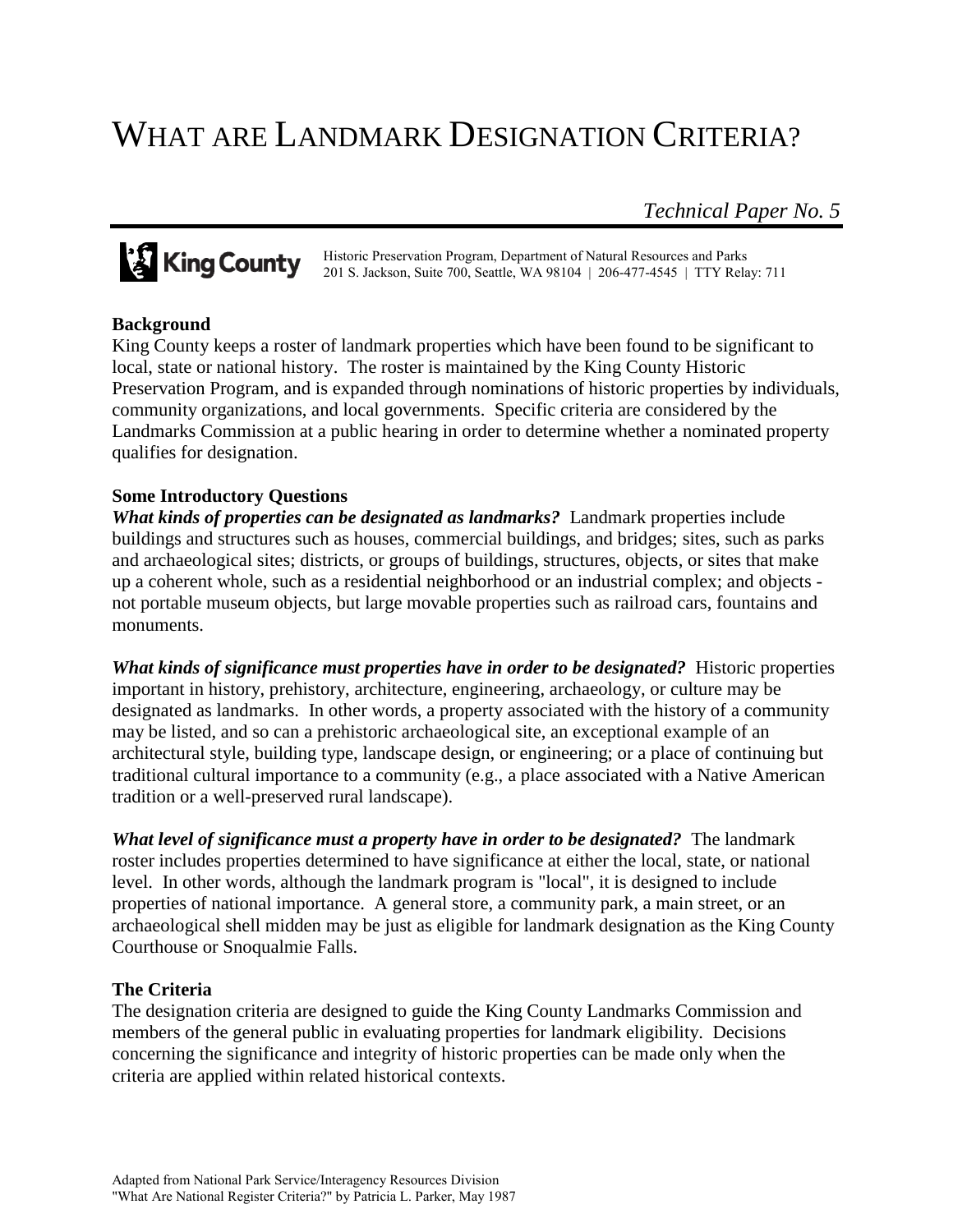# WHAT ARE LANDMARK DESIGNATION CRITERIA?

*Technical Paper No. 5*

King County

Historic Preservation Program, Department of Natural Resources and Parks
201 S. Jackson, Suite 700, Seattle, WA 98104 | 206-477-4545 | TTY Relay: 711

## Background

King County keeps a roster of landmark properties which have been found to be significant to local, state or national history. The roster is maintained by the King County Historic Preservation Program, and is expanded through nominations of historic properties by individuals, community organizations, and local governments. Specific criteria are considered by the Landmarks Commission at a public hearing in order to determine whether a nominated property qualifies for designation.

## Some Introductory Questions

***What kinds of properties can be designated as landmarks?*** Landmark properties include buildings and structures such as houses, commercial buildings, and bridges; sites, such as parks and archaeological sites; districts, or groups of buildings, structures, objects, or sites that make up a coherent whole, such as a residential neighborhood or an industrial complex; and objects - not portable museum objects, but large movable properties such as railroad cars, fountains and monuments.

***What kinds of significance must properties have in order to be designated?*** Historic properties important in history, prehistory, architecture, engineering, archaeology, or culture may be designated as landmarks. In other words, a property associated with the history of a community may be listed, and so can a prehistoric archaeological site, an exceptional example of an architectural style, building type, landscape design, or engineering; or a place of continuing but traditional cultural importance to a community (e.g., a place associated with a Native American tradition or a well-preserved rural landscape).

***What level of significance must a property have in order to be designated?*** The landmark roster includes properties determined to have significance at either the local, state, or national level. In other words, although the landmark program is "local", it is designed to include properties of national importance. A general store, a community park, a main street, or an archaeological shell midden may be just as eligible for landmark designation as the King County Courthouse or Snoqualmie Falls.

## The Criteria

The designation criteria are designed to guide the King County Landmarks Commission and members of the general public in evaluating properties for landmark eligibility. Decisions concerning the significance and integrity of historic properties can be made only when the criteria are applied within related historical contexts.

Adapted from National Park Service/Interagency Resources Division
"What Are National Register Criteria?" by Patricia L. Parker, May 1987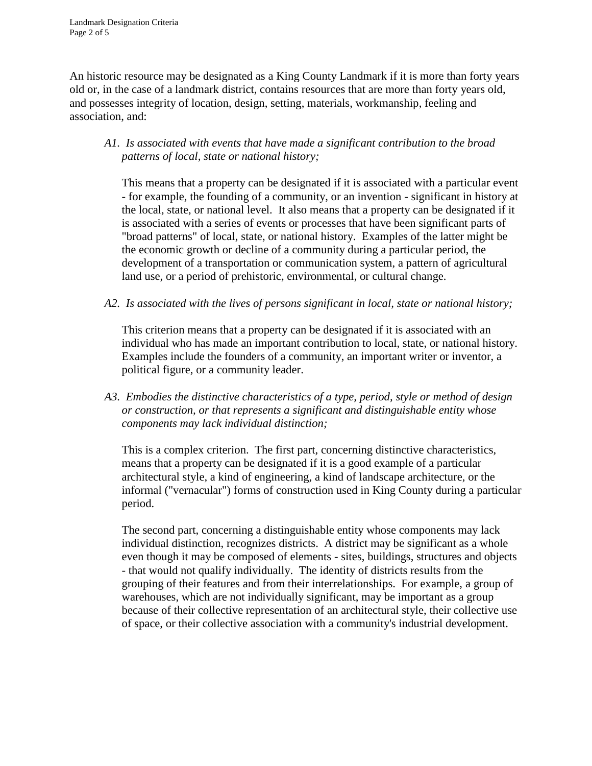An historic resource may be designated as a King County Landmark if it is more than forty years old or, in the case of a landmark district, contains resources that are more than forty years old, and possesses integrity of location, design, setting, materials, workmanship, feeling and association, and:

*A1. Is associated with events that have made a significant contribution to the broad patterns of local, state or national history;*

This means that a property can be designated if it is associated with a particular event - for example, the founding of a community, or an invention - significant in history at the local, state, or national level. It also means that a property can be designated if it is associated with a series of events or processes that have been significant parts of "broad patterns" of local, state, or national history. Examples of the latter might be the economic growth or decline of a community during a particular period, the development of a transportation or communication system, a pattern of agricultural land use, or a period of prehistoric, environmental, or cultural change.

*A2. Is associated with the lives of persons significant in local, state or national history;*

This criterion means that a property can be designated if it is associated with an individual who has made an important contribution to local, state, or national history. Examples include the founders of a community, an important writer or inventor, a political figure, or a community leader.

*A3. Embodies the distinctive characteristics of a type, period, style or method of design or construction, or that represents a significant and distinguishable entity whose components may lack individual distinction;*

This is a complex criterion. The first part, concerning distinctive characteristics, means that a property can be designated if it is a good example of a particular architectural style, a kind of engineering, a kind of landscape architecture, or the informal ("vernacular") forms of construction used in King County during a particular period.

The second part, concerning a distinguishable entity whose components may lack individual distinction, recognizes districts. A district may be significant as a whole even though it may be composed of elements - sites, buildings, structures and objects - that would not qualify individually. The identity of districts results from the grouping of their features and from their interrelationships. For example, a group of warehouses, which are not individually significant, may be important as a group because of their collective representation of an architectural style, their collective use of space, or their collective association with a community's industrial development.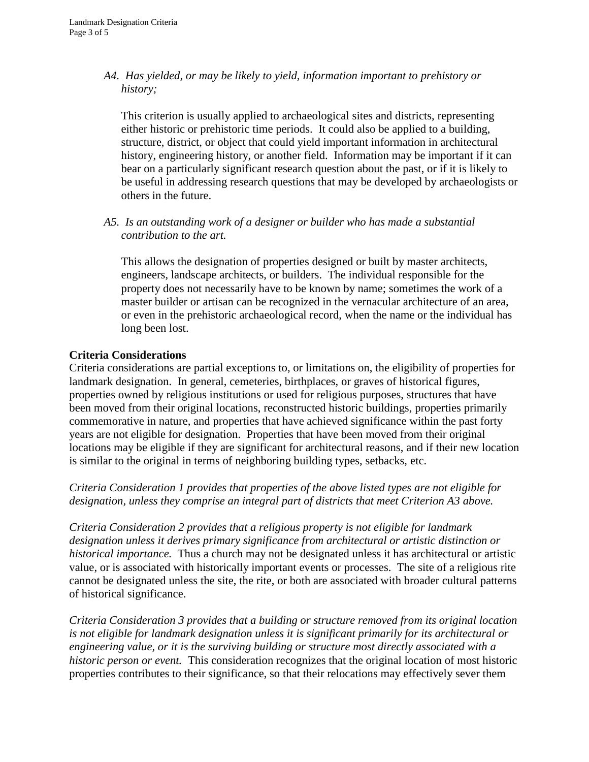*A4. Has yielded, or may be likely to yield, information important to prehistory or history;*

This criterion is usually applied to archaeological sites and districts, representing either historic or prehistoric time periods. It could also be applied to a building, structure, district, or object that could yield important information in architectural history, engineering history, or another field. Information may be important if it can bear on a particularly significant research question about the past, or if it is likely to be useful in addressing research questions that may be developed by archaeologists or others in the future.

*A5. Is an outstanding work of a designer or builder who has made a substantial contribution to the art.*

This allows the designation of properties designed or built by master architects, engineers, landscape architects, or builders. The individual responsible for the property does not necessarily have to be known by name; sometimes the work of a master builder or artisan can be recognized in the vernacular architecture of an area, or even in the prehistoric archaeological record, when the name or the individual has long been lost.

**Criteria Considerations**

Criteria considerations are partial exceptions to, or limitations on, the eligibility of properties for landmark designation. In general, cemeteries, birthplaces, or graves of historical figures, properties owned by religious institutions or used for religious purposes, structures that have been moved from their original locations, reconstructed historic buildings, properties primarily commemorative in nature, and properties that have achieved significance within the past forty years are not eligible for designation. Properties that have been moved from their original locations may be eligible if they are significant for architectural reasons, and if their new location is similar to the original in terms of neighboring building types, setbacks, etc.

*Criteria Consideration 1 provides that properties of the above listed types are not eligible for designation, unless they comprise an integral part of districts that meet Criterion A3 above.*

*Criteria Consideration 2 provides that a religious property is not eligible for landmark designation unless it derives primary significance from architectural or artistic distinction or historical importance.* Thus a church may not be designated unless it has architectural or artistic value, or is associated with historically important events or processes. The site of a religious rite cannot be designated unless the site, the rite, or both are associated with broader cultural patterns of historical significance.

*Criteria Consideration 3 provides that a building or structure removed from its original location is not eligible for landmark designation unless it is significant primarily for its architectural or engineering value, or it is the surviving building or structure most directly associated with a historic person or event.* This consideration recognizes that the original location of most historic properties contributes to their significance, so that their relocations may effectively sever them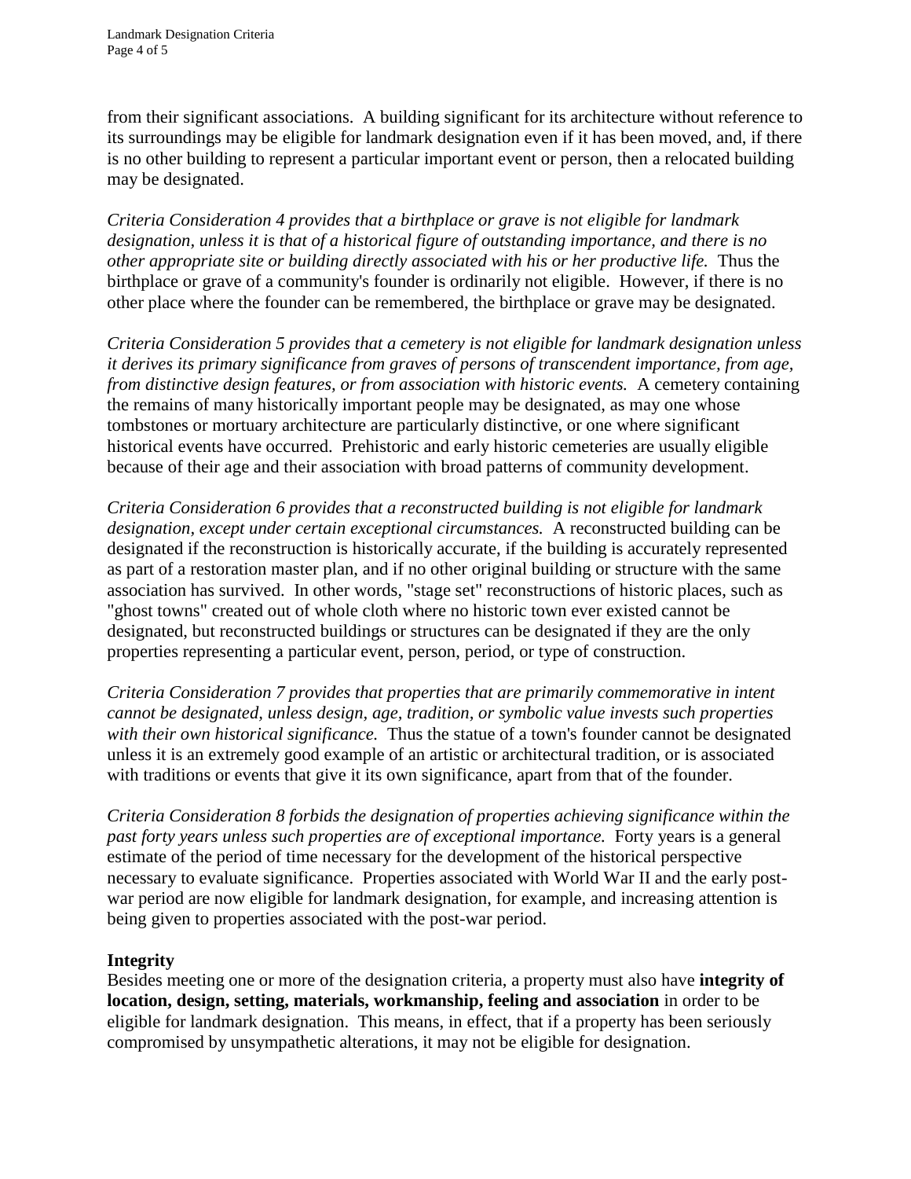from their significant associations. A building significant for its architecture without reference to its surroundings may be eligible for landmark designation even if it has been moved, and, if there is no other building to represent a particular important event or person, then a relocated building may be designated.

*Criteria Consideration 4 provides that a birthplace or grave is not eligible for landmark designation, unless it is that of a historical figure of outstanding importance, and there is no other appropriate site or building directly associated with his or her productive life.* Thus the birthplace or grave of a community's founder is ordinarily not eligible. However, if there is no other place where the founder can be remembered, the birthplace or grave may be designated.

*Criteria Consideration 5 provides that a cemetery is not eligible for landmark designation unless it derives its primary significance from graves of persons of transcendent importance, from age, from distinctive design features, or from association with historic events.* A cemetery containing the remains of many historically important people may be designated, as may one whose tombstones or mortuary architecture are particularly distinctive, or one where significant historical events have occurred. Prehistoric and early historic cemeteries are usually eligible because of their age and their association with broad patterns of community development.

*Criteria Consideration 6 provides that a reconstructed building is not eligible for landmark designation, except under certain exceptional circumstances.* A reconstructed building can be designated if the reconstruction is historically accurate, if the building is accurately represented as part of a restoration master plan, and if no other original building or structure with the same association has survived. In other words, "stage set" reconstructions of historic places, such as "ghost towns" created out of whole cloth where no historic town ever existed cannot be designated, but reconstructed buildings or structures can be designated if they are the only properties representing a particular event, person, period, or type of construction.

*Criteria Consideration 7 provides that properties that are primarily commemorative in intent cannot be designated, unless design, age, tradition, or symbolic value invests such properties with their own historical significance.* Thus the statue of a town's founder cannot be designated unless it is an extremely good example of an artistic or architectural tradition, or is associated with traditions or events that give it its own significance, apart from that of the founder.

*Criteria Consideration 8 forbids the designation of properties achieving significance within the past forty years unless such properties are of exceptional importance.* Forty years is a general estimate of the period of time necessary for the development of the historical perspective necessary to evaluate significance. Properties associated with World War II and the early post-war period are now eligible for landmark designation, for example, and increasing attention is being given to properties associated with the post-war period.

**Integrity**

Besides meeting one or more of the designation criteria, a property must also have **integrity of location, design, setting, materials, workmanship, feeling and association** in order to be eligible for landmark designation. This means, in effect, that if a property has been seriously compromised by unsympathetic alterations, it may not be eligible for designation.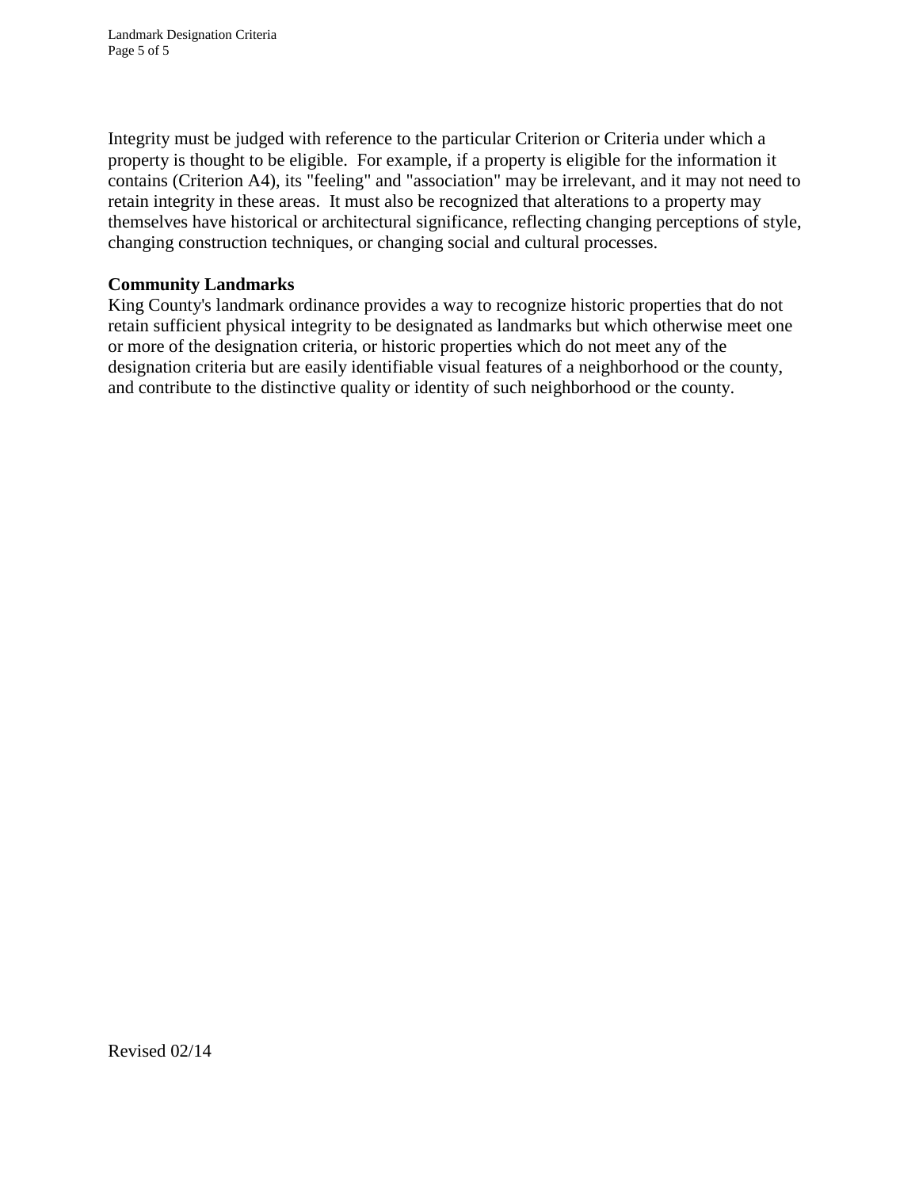Integrity must be judged with reference to the particular Criterion or Criteria under which a property is thought to be eligible. For example, if a property is eligible for the information it contains (Criterion A4), its "feeling" and "association" may be irrelevant, and it may not need to retain integrity in these areas. It must also be recognized that alterations to a property may themselves have historical or architectural significance, reflecting changing perceptions of style, changing construction techniques, or changing social and cultural processes.

**Community Landmarks**

King County's landmark ordinance provides a way to recognize historic properties that do not retain sufficient physical integrity to be designated as landmarks but which otherwise meet one or more of the designation criteria, or historic properties which do not meet any of the designation criteria but are easily identifiable visual features of a neighborhood or the county, and contribute to the distinctive quality or identity of such neighborhood or the county.

Revised 02/14